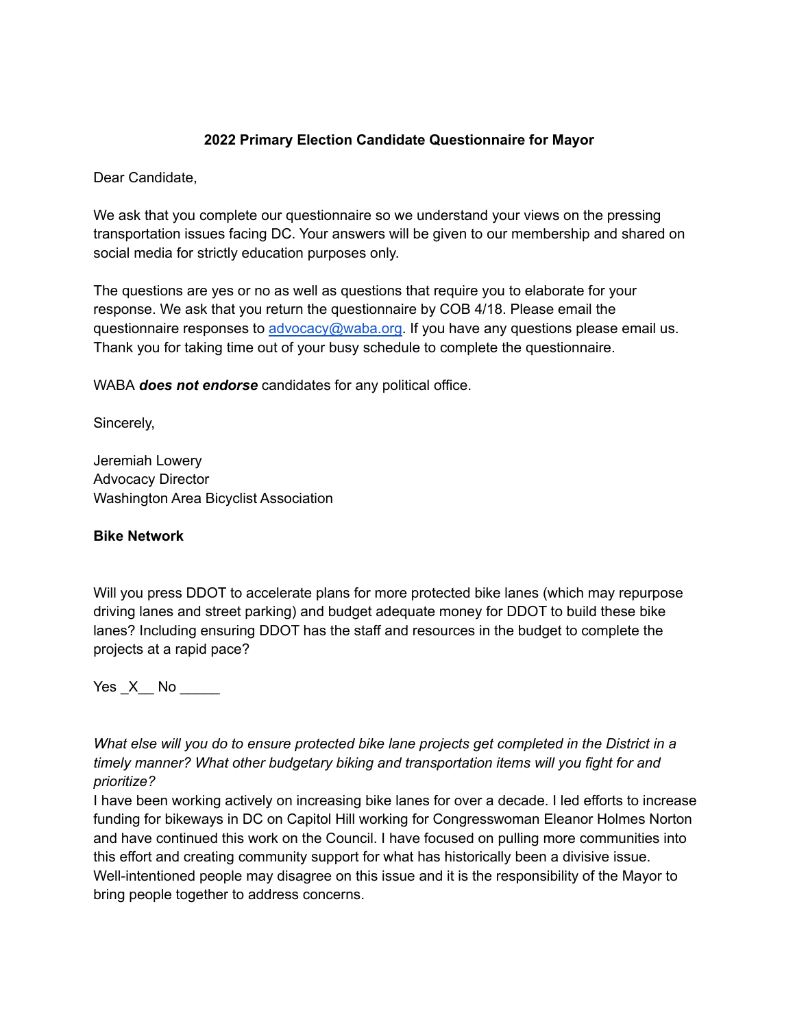**2022 Primary Election Candidate Questionnaire for Mayor**

Dear Candidate,

We ask that you complete our questionnaire so we understand your views on the pressing transportation issues facing DC. Your answers will be given to our membership and shared on social media for strictly education purposes only.

The questions are yes or no as well as questions that require you to elaborate for your response. We ask that you return the questionnaire by COB 4/18. Please email the questionnaire responses to [advocacy@waba.org](mailto:advocacy@waba.org). If you have any questions please email us. Thank you for taking time out of your busy schedule to complete the questionnaire.

WABA ***does not endorse*** candidates for any political office.

Sincerely,

Jeremiah Lowery
Advocacy Director
Washington Area Bicyclist Association

**Bike Network**

Will you press DDOT to accelerate plans for more protected bike lanes (which may repurpose driving lanes and street parking) and budget adequate money for DDOT to build these bike lanes? Including ensuring DDOT has the staff and resources in the budget to complete the projects at a rapid pace?

Yes _X__ No _____

*What else will you do to ensure protected bike lane projects get completed in the District in a timely manner? What other budgetary biking and transportation items will you fight for and prioritize?*

I have been working actively on increasing bike lanes for over a decade. I led efforts to increase funding for bikeways in DC on Capitol Hill working for Congresswoman Eleanor Holmes Norton and have continued this work on the Council. I have focused on pulling more communities into this effort and creating community support for what has historically been a divisive issue. Well-intentioned people may disagree on this issue and it is the responsibility of the Mayor to bring people together to address concerns.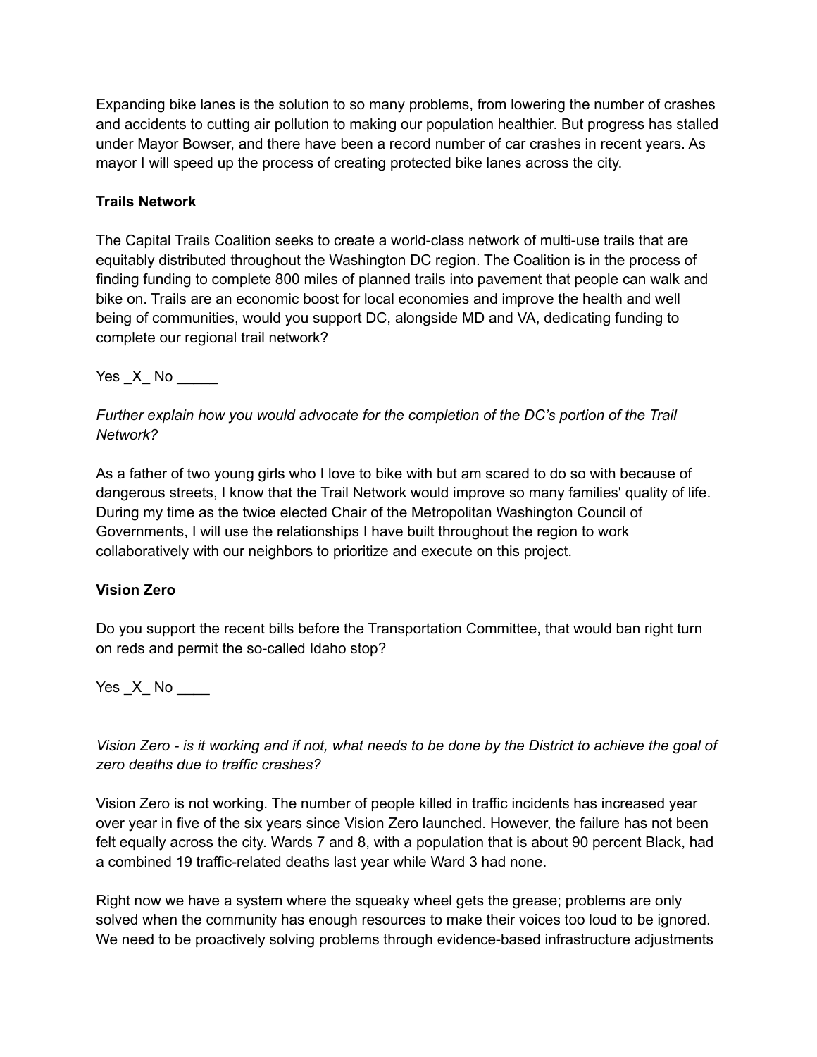Expanding bike lanes is the solution to so many problems, from lowering the number of crashes and accidents to cutting air pollution to making our population healthier. But progress has stalled under Mayor Bowser, and there have been a record number of car crashes in recent years. As mayor I will speed up the process of creating protected bike lanes across the city.

**Trails Network**

The Capital Trails Coalition seeks to create a world-class network of multi-use trails that are equitably distributed throughout the Washington DC region. The Coalition is in the process of finding funding to complete 800 miles of planned trails into pavement that people can walk and bike on. Trails are an economic boost for local economies and improve the health and well being of communities, would you support DC, alongside MD and VA, dedicating funding to complete our regional trail network?

Yes _X_ No _____

*Further explain how you would advocate for the completion of the DC's portion of the Trail Network?*

As a father of two young girls who I love to bike with but am scared to do so with because of dangerous streets, I know that the Trail Network would improve so many families' quality of life. During my time as the twice elected Chair of the Metropolitan Washington Council of Governments, I will use the relationships I have built throughout the region to work collaboratively with our neighbors to prioritize and execute on this project.

**Vision Zero**

Do you support the recent bills before the Transportation Committee, that would ban right turn on reds and permit the so-called Idaho stop?

Yes _X_ No ____

*Vision Zero - is it working and if not, what needs to be done by the District to achieve the goal of zero deaths due to traffic crashes?*

Vision Zero is not working. The number of people killed in traffic incidents has increased year over year in five of the six years since Vision Zero launched. However, the failure has not been felt equally across the city. Wards 7 and 8, with a population that is about 90 percent Black, had a combined 19 traffic-related deaths last year while Ward 3 had none.

Right now we have a system where the squeaky wheel gets the grease; problems are only solved when the community has enough resources to make their voices too loud to be ignored. We need to be proactively solving problems through evidence-based infrastructure adjustments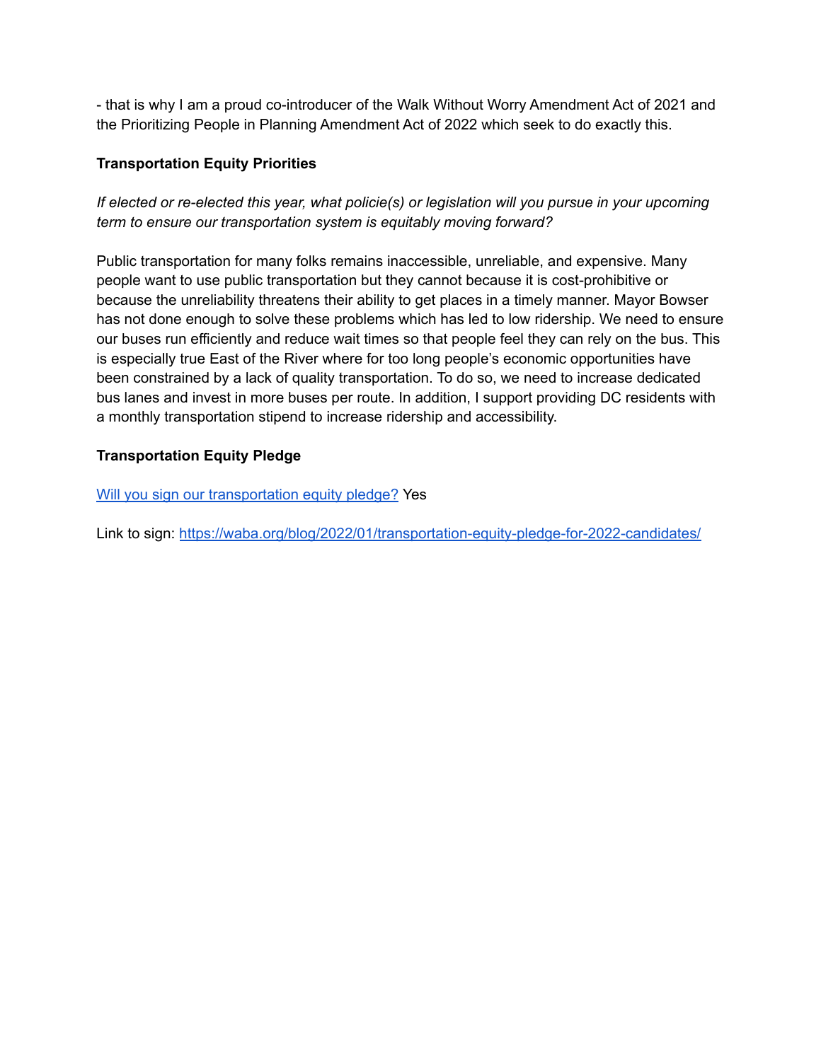- that is why I am a proud co-introducer of the Walk Without Worry Amendment Act of 2021 and the Prioritizing People in Planning Amendment Act of 2022 which seek to do exactly this.

**Transportation Equity Priorities**

*If elected or re-elected this year, what policie(s) or legislation will you pursue in your upcoming term to ensure our transportation system is equitably moving forward?*

Public transportation for many folks remains inaccessible, unreliable, and expensive. Many people want to use public transportation but they cannot because it is cost-prohibitive or because the unreliability threatens their ability to get places in a timely manner. Mayor Bowser has not done enough to solve these problems which has led to low ridership. We need to ensure our buses run efficiently and reduce wait times so that people feel they can rely on the bus. This is especially true East of the River where for too long people's economic opportunities have been constrained by a lack of quality transportation. To do so, we need to increase dedicated bus lanes and invest in more buses per route. In addition, I support providing DC residents with a monthly transportation stipend to increase ridership and accessibility.

**Transportation Equity Pledge**

Will you sign our transportation equity pledge? Yes

Link to sign: https://waba.org/blog/2022/01/transportation-equity-pledge-for-2022-candidates/